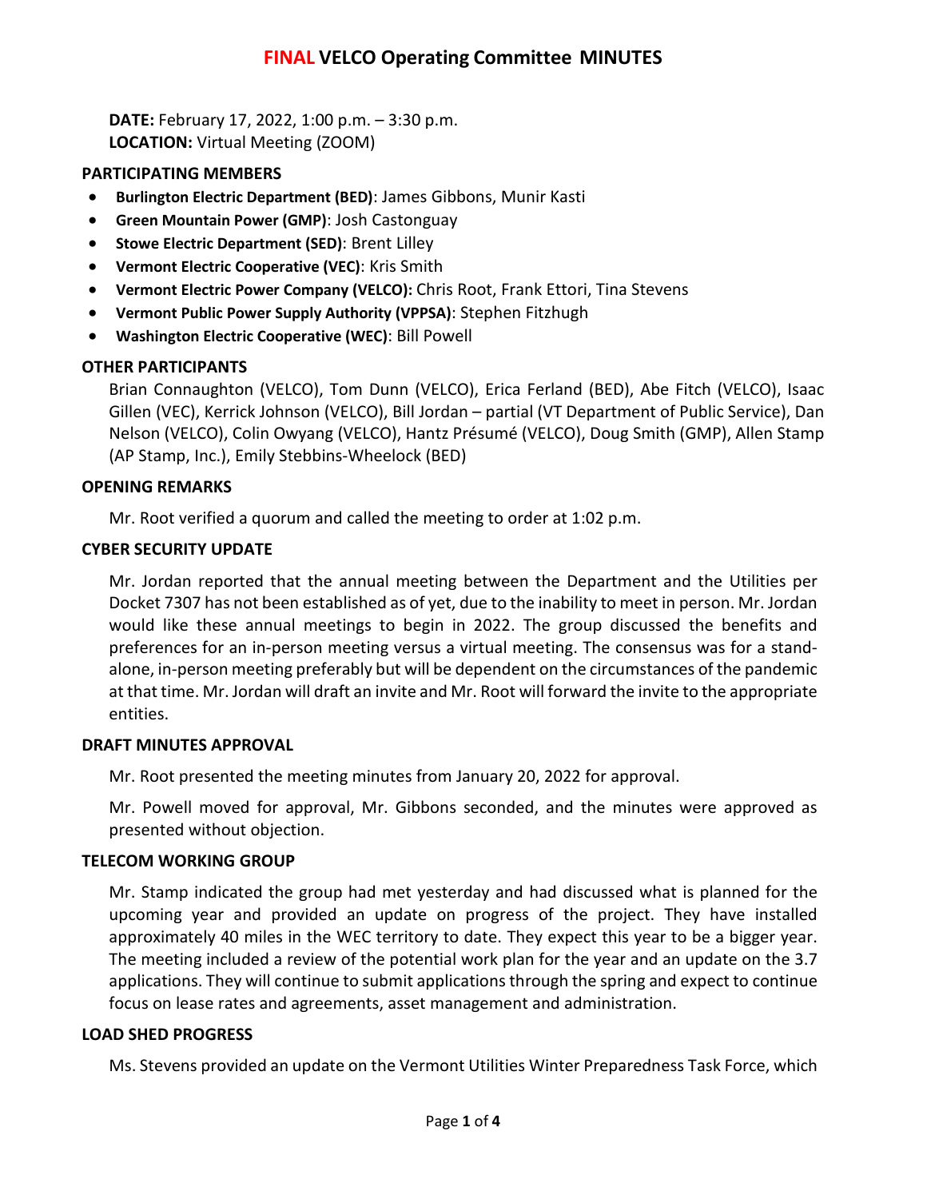# FINAL VELCO Operating Committee MINUTES

**DATE:** February 17, 2022, 1:00 p.m. – 3:30 p.m.
**LOCATION:** Virtual Meeting (ZOOM)

## PARTICIPATING MEMBERS

- **Burlington Electric Department (BED)**: James Gibbons, Munir Kasti
- **Green Mountain Power (GMP)**: Josh Castonguay
- **Stowe Electric Department (SED)**: Brent Lilley
- **Vermont Electric Cooperative (VEC)**: Kris Smith
- **Vermont Electric Power Company (VELCO):** Chris Root, Frank Ettori, Tina Stevens
- **Vermont Public Power Supply Authority (VPPSA)**: Stephen Fitzhugh
- **Washington Electric Cooperative (WEC)**: Bill Powell

## OTHER PARTICIPANTS

Brian Connaughton (VELCO), Tom Dunn (VELCO), Erica Ferland (BED), Abe Fitch (VELCO), Isaac Gillen (VEC), Kerrick Johnson (VELCO), Bill Jordan – partial (VT Department of Public Service), Dan Nelson (VELCO), Colin Owyang (VELCO), Hantz Présumé (VELCO), Doug Smith (GMP), Allen Stamp (AP Stamp, Inc.), Emily Stebbins-Wheelock (BED)

## OPENING REMARKS

Mr. Root verified a quorum and called the meeting to order at 1:02 p.m.

## CYBER SECURITY UPDATE

Mr. Jordan reported that the annual meeting between the Department and the Utilities per Docket 7307 has not been established as of yet, due to the inability to meet in person. Mr. Jordan would like these annual meetings to begin in 2022. The group discussed the benefits and preferences for an in-person meeting versus a virtual meeting. The consensus was for a stand-alone, in-person meeting preferably but will be dependent on the circumstances of the pandemic at that time. Mr. Jordan will draft an invite and Mr. Root will forward the invite to the appropriate entities.

## DRAFT MINUTES APPROVAL

Mr. Root presented the meeting minutes from January 20, 2022 for approval.

Mr. Powell moved for approval, Mr. Gibbons seconded, and the minutes were approved as presented without objection.

## TELECOM WORKING GROUP

Mr. Stamp indicated the group had met yesterday and had discussed what is planned for the upcoming year and provided an update on progress of the project. They have installed approximately 40 miles in the WEC territory to date. They expect this year to be a bigger year. The meeting included a review of the potential work plan for the year and an update on the 3.7 applications. They will continue to submit applications through the spring and expect to continue focus on lease rates and agreements, asset management and administration.

## LOAD SHED PROGRESS

Ms. Stevens provided an update on the Vermont Utilities Winter Preparedness Task Force, which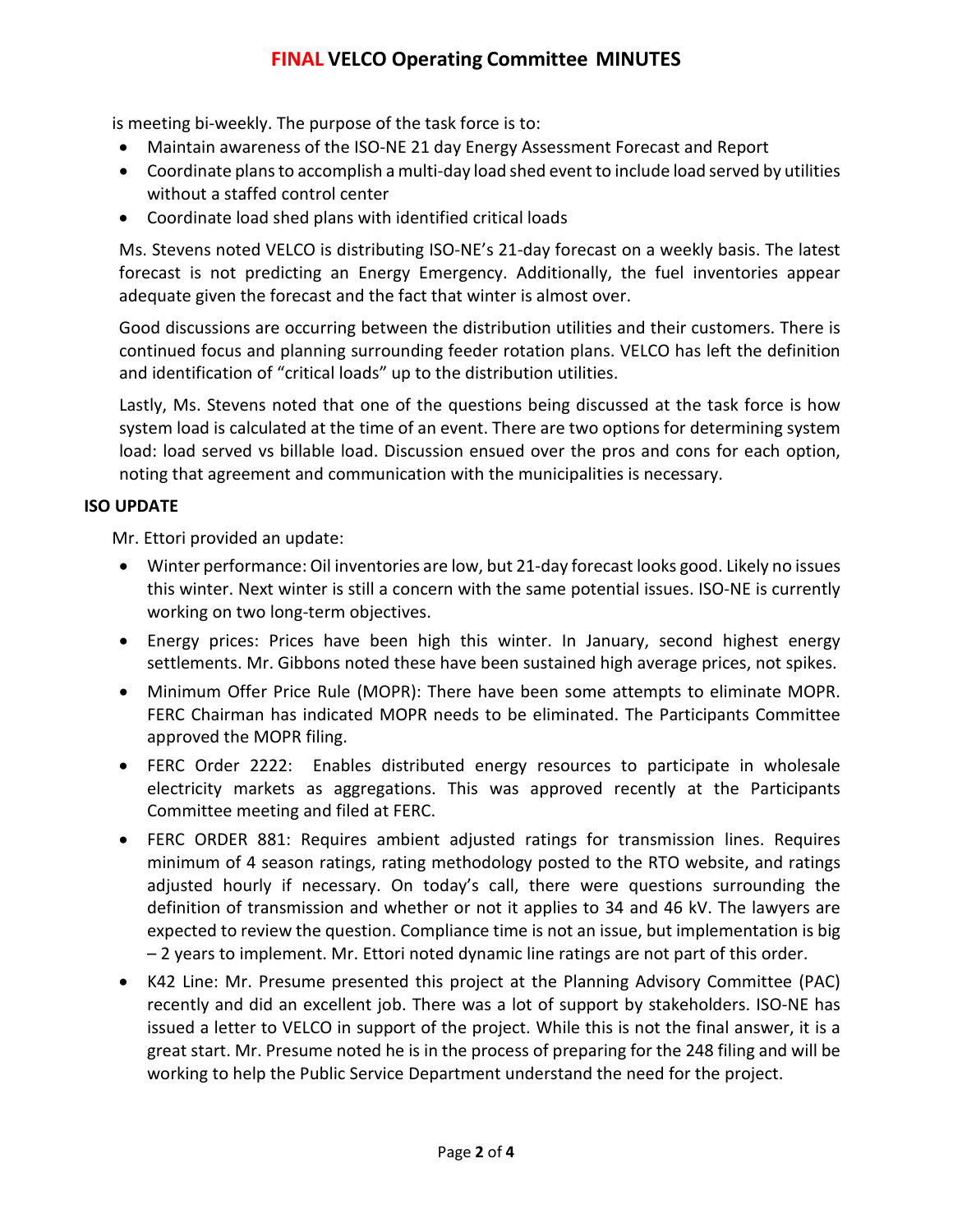is meeting bi-weekly. The purpose of the task force is to:

- Maintain awareness of the ISO-NE 21 day Energy Assessment Forecast and Report
- Coordinate plans to accomplish a multi-day load shed event to include load served by utilities without a staffed control center
- Coordinate load shed plans with identified critical loads

Ms. Stevens noted VELCO is distributing ISO-NE's 21-day forecast on a weekly basis. The latest forecast is not predicting an Energy Emergency. Additionally, the fuel inventories appear adequate given the forecast and the fact that winter is almost over.

Good discussions are occurring between the distribution utilities and their customers. There is continued focus and planning surrounding feeder rotation plans. VELCO has left the definition and identification of "critical loads" up to the distribution utilities.

Lastly, Ms. Stevens noted that one of the questions being discussed at the task force is how system load is calculated at the time of an event. There are two options for determining system load: load served vs billable load. Discussion ensued over the pros and cons for each option, noting that agreement and communication with the municipalities is necessary.

**ISO UPDATE**

Mr. Ettori provided an update:

- Winter performance: Oil inventories are low, but 21-day forecast looks good. Likely no issues this winter. Next winter is still a concern with the same potential issues. ISO-NE is currently working on two long-term objectives.
- Energy prices: Prices have been high this winter. In January, second highest energy settlements. Mr. Gibbons noted these have been sustained high average prices, not spikes.
- Minimum Offer Price Rule (MOPR): There have been some attempts to eliminate MOPR. FERC Chairman has indicated MOPR needs to be eliminated. The Participants Committee approved the MOPR filing.
- FERC Order 2222: Enables distributed energy resources to participate in wholesale electricity markets as aggregations. This was approved recently at the Participants Committee meeting and filed at FERC.
- FERC ORDER 881: Requires ambient adjusted ratings for transmission lines. Requires minimum of 4 season ratings, rating methodology posted to the RTO website, and ratings adjusted hourly if necessary. On today's call, there were questions surrounding the definition of transmission and whether or not it applies to 34 and 46 kV. The lawyers are expected to review the question. Compliance time is not an issue, but implementation is big – 2 years to implement. Mr. Ettori noted dynamic line ratings are not part of this order.
- K42 Line: Mr. Presume presented this project at the Planning Advisory Committee (PAC) recently and did an excellent job. There was a lot of support by stakeholders. ISO-NE has issued a letter to VELCO in support of the project. While this is not the final answer, it is a great start. Mr. Presume noted he is in the process of preparing for the 248 filing and will be working to help the Public Service Department understand the need for the project.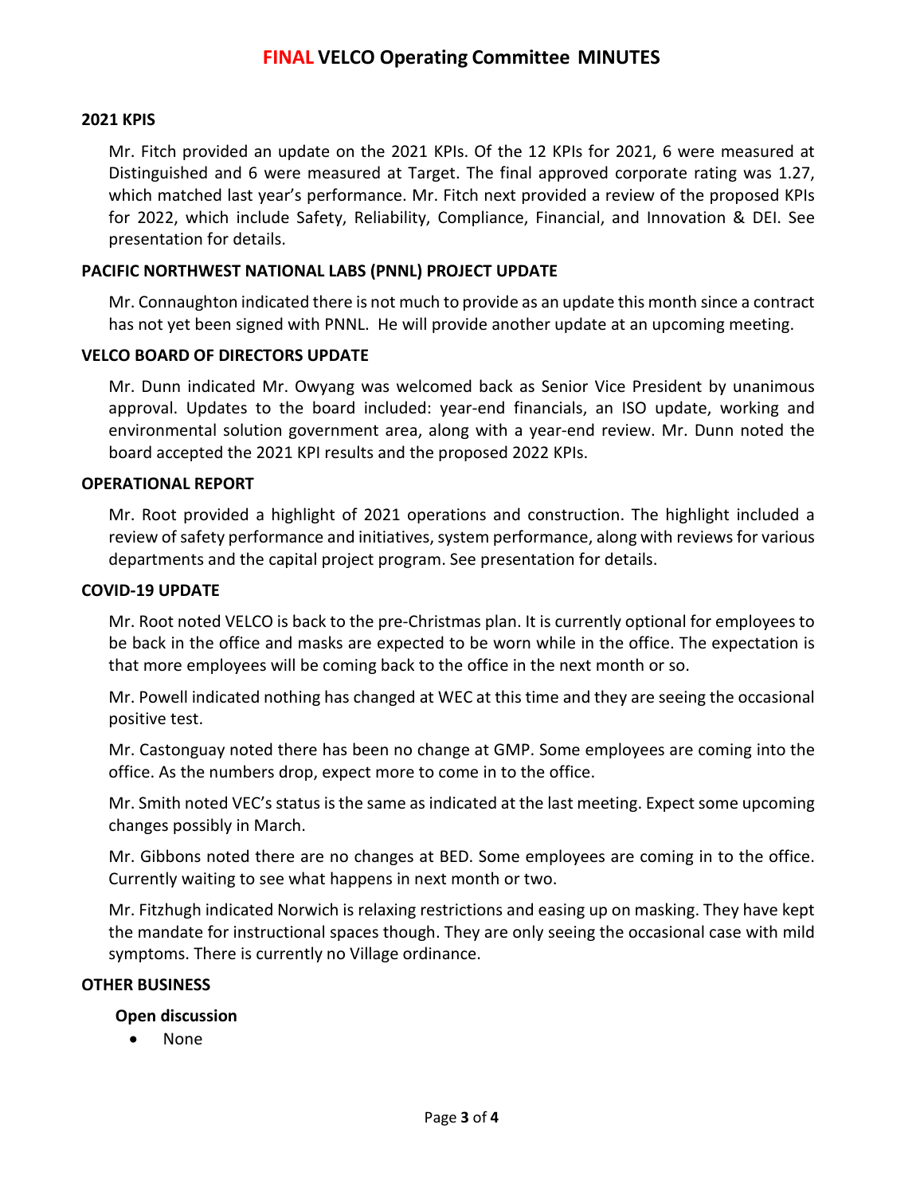# FINAL VELCO Operating Committee MINUTES

## 2021 KPIS

Mr. Fitch provided an update on the 2021 KPIs. Of the 12 KPIs for 2021, 6 were measured at Distinguished and 6 were measured at Target. The final approved corporate rating was 1.27, which matched last year's performance. Mr. Fitch next provided a review of the proposed KPIs for 2022, which include Safety, Reliability, Compliance, Financial, and Innovation & DEI. See presentation for details.

## PACIFIC NORTHWEST NATIONAL LABS (PNNL) PROJECT UPDATE

Mr. Connaughton indicated there is not much to provide as an update this month since a contract has not yet been signed with PNNL. He will provide another update at an upcoming meeting.

## VELCO BOARD OF DIRECTORS UPDATE

Mr. Dunn indicated Mr. Owyang was welcomed back as Senior Vice President by unanimous approval. Updates to the board included: year-end financials, an ISO update, working and environmental solution government area, along with a year-end review. Mr. Dunn noted the board accepted the 2021 KPI results and the proposed 2022 KPIs.

## OPERATIONAL REPORT

Mr. Root provided a highlight of 2021 operations and construction. The highlight included a review of safety performance and initiatives, system performance, along with reviews for various departments and the capital project program. See presentation for details.

## COVID-19 UPDATE

Mr. Root noted VELCO is back to the pre-Christmas plan. It is currently optional for employees to be back in the office and masks are expected to be worn while in the office. The expectation is that more employees will be coming back to the office in the next month or so.

Mr. Powell indicated nothing has changed at WEC at this time and they are seeing the occasional positive test.

Mr. Castonguay noted there has been no change at GMP. Some employees are coming into the office. As the numbers drop, expect more to come in to the office.

Mr. Smith noted VEC's status is the same as indicated at the last meeting. Expect some upcoming changes possibly in March.

Mr. Gibbons noted there are no changes at BED. Some employees are coming in to the office. Currently waiting to see what happens in next month or two.

Mr. Fitzhugh indicated Norwich is relaxing restrictions and easing up on masking. They have kept the mandate for instructional spaces though. They are only seeing the occasional case with mild symptoms. There is currently no Village ordinance.

## OTHER BUSINESS

### Open discussion

- None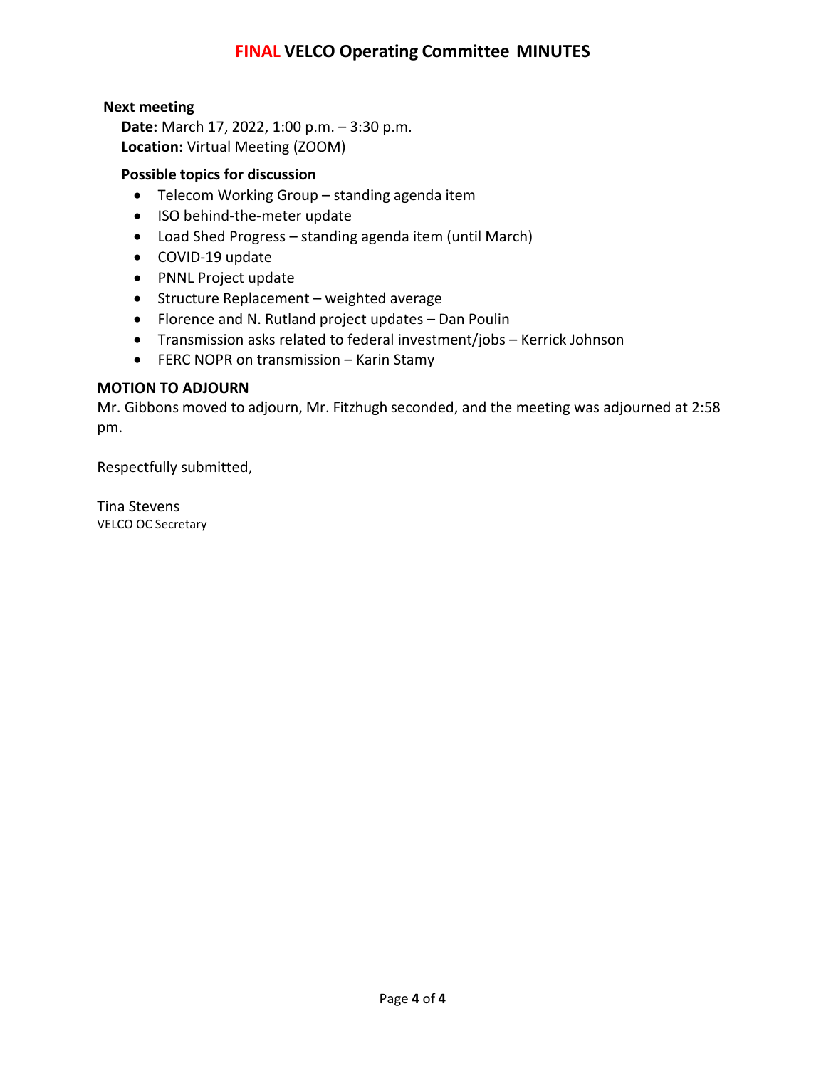**Next meeting**

**Date:** March 17, 2022, 1:00 p.m. – 3:30 p.m.
**Location:** Virtual Meeting (ZOOM)

**Possible topics for discussion**

- Telecom Working Group – standing agenda item
- ISO behind-the-meter update
- Load Shed Progress – standing agenda item (until March)
- COVID-19 update
- PNNL Project update
- Structure Replacement – weighted average
- Florence and N. Rutland project updates – Dan Poulin
- Transmission asks related to federal investment/jobs – Kerrick Johnson
- FERC NOPR on transmission – Karin Stamy

**MOTION TO ADJOURN**

Mr. Gibbons moved to adjourn, Mr. Fitzhugh seconded, and the meeting was adjourned at 2:58 pm.

Respectfully submitted,

Tina Stevens
VELCO OC Secretary